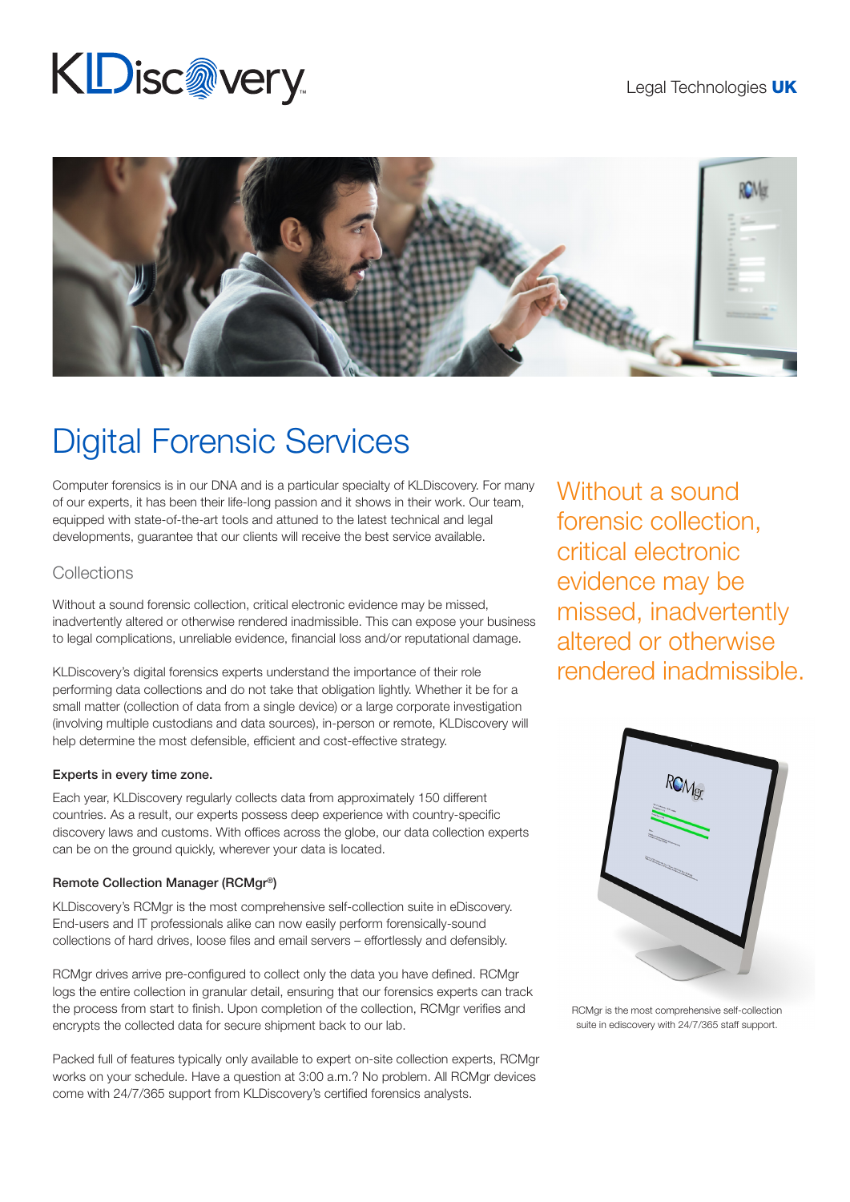KLDiscovery

Legal Technologies **UK**

# Digital Forensic Services

Computer forensics is in our DNA and is a particular specialty of KLDiscovery. For many of our experts, it has been their life-long passion and it shows in their work. Our team, equipped with state-of-the-art tools and attuned to the latest technical and legal developments, guarantee that our clients will receive the best service available.

## Collections

Without a sound forensic collection, critical electronic evidence may be missed, inadvertently altered or otherwise rendered inadmissible. This can expose your business to legal complications, unreliable evidence, financial loss and/or reputational damage.

KLDiscovery's digital forensics experts understand the importance of their role performing data collections and do not take that obligation lightly. Whether it be for a small matter (collection of data from a single device) or a large corporate investigation (involving multiple custodians and data sources), in-person or remote, KLDiscovery will help determine the most defensible, efficient and cost-effective strategy.

**Experts in every time zone.**

Each year, KLDiscovery regularly collects data from approximately 150 different countries. As a result, our experts possess deep experience with country-specific discovery laws and customs. With offices across the globe, our data collection experts can be on the ground quickly, wherever your data is located.

**Remote Collection Manager (RCMgr®)**

KLDiscovery's RCMgr is the most comprehensive self-collection suite in eDiscovery. End-users and IT professionals alike can now easily perform forensically-sound collections of hard drives, loose files and email servers – effortlessly and defensibly.

RCMgr drives arrive pre-configured to collect only the data you have defined. RCMgr logs the entire collection in granular detail, ensuring that our forensics experts can track the process from start to finish. Upon completion of the collection, RCMgr verifies and encrypts the collected data for secure shipment back to our lab.

Packed full of features typically only available to expert on-site collection experts, RCMgr works on your schedule. Have a question at 3:00 a.m.? No problem. All RCMgr devices come with 24/7/365 support from KLDiscovery's certified forensics analysts.

> Without a sound forensic collection, critical electronic evidence may be missed, inadvertently altered or otherwise rendered inadmissible.

RCMgr is the most comprehensive self-collection suite in ediscovery with 24/7/365 staff support.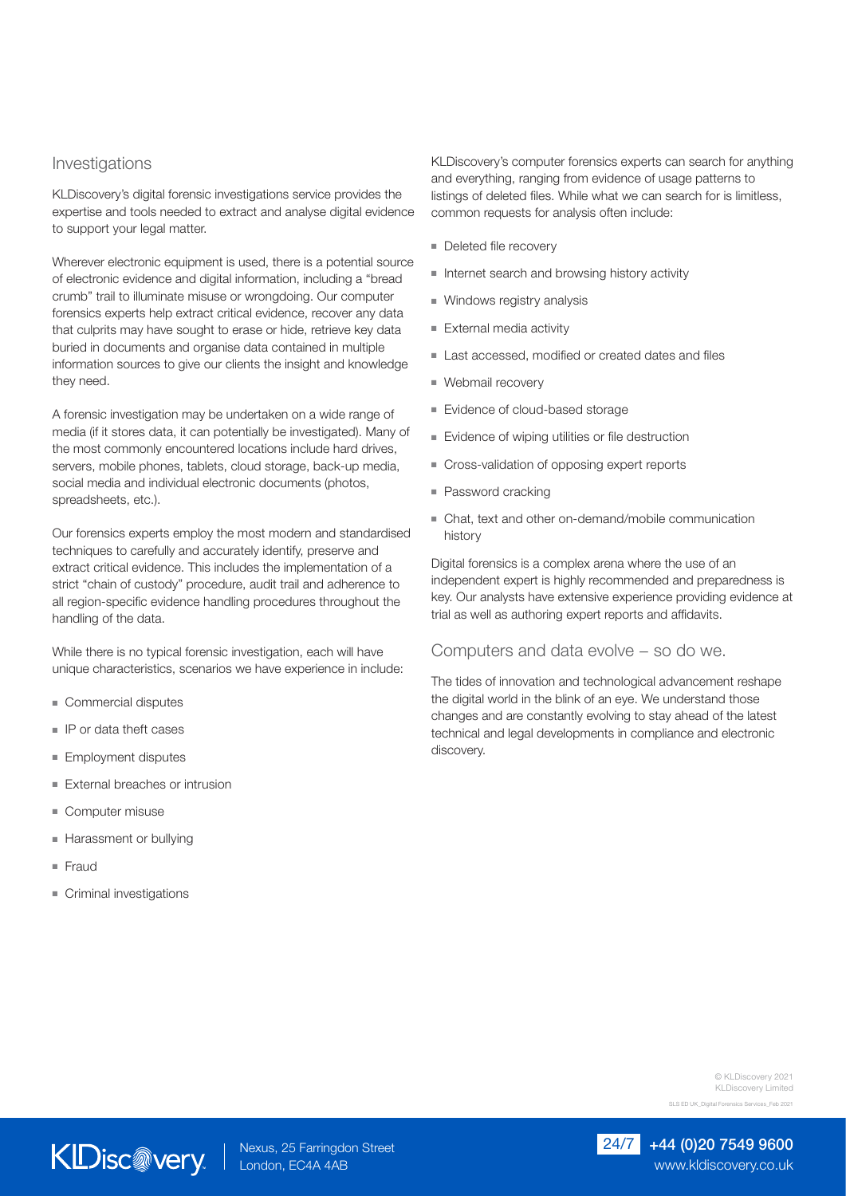## Investigations

KLDiscovery's digital forensic investigations service provides the expertise and tools needed to extract and analyse digital evidence to support your legal matter.

Wherever electronic equipment is used, there is a potential source of electronic evidence and digital information, including a "bread crumb" trail to illuminate misuse or wrongdoing. Our computer forensics experts help extract critical evidence, recover any data that culprits may have sought to erase or hide, retrieve key data buried in documents and organise data contained in multiple information sources to give our clients the insight and knowledge they need.

A forensic investigation may be undertaken on a wide range of media (if it stores data, it can potentially be investigated). Many of the most commonly encountered locations include hard drives, servers, mobile phones, tablets, cloud storage, back-up media, social media and individual electronic documents (photos, spreadsheets, etc.).

Our forensics experts employ the most modern and standardised techniques to carefully and accurately identify, preserve and extract critical evidence. This includes the implementation of a strict "chain of custody" procedure, audit trail and adherence to all region-specific evidence handling procedures throughout the handling of the data.

While there is no typical forensic investigation, each will have unique characteristics, scenarios we have experience in include:

- Commercial disputes
- IP or data theft cases
- Employment disputes
- External breaches or intrusion
- Computer misuse
- Harassment or bullying
- Fraud
- Criminal investigations

KLDiscovery's computer forensics experts can search for anything and everything, ranging from evidence of usage patterns to listings of deleted files. While what we can search for is limitless, common requests for analysis often include:

- Deleted file recovery
- Internet search and browsing history activity
- Windows registry analysis
- External media activity
- Last accessed, modified or created dates and files
- Webmail recovery
- Evidence of cloud-based storage
- Evidence of wiping utilities or file destruction
- Cross-validation of opposing expert reports
- Password cracking
- Chat, text and other on-demand/mobile communication history

Digital forensics is a complex arena where the use of an independent expert is highly recommended and preparedness is key. Our analysts have extensive experience providing evidence at trial as well as authoring expert reports and affidavits.

## Computers and data evolve – so do we.

The tides of innovation and technological advancement reshape the digital world in the blink of an eye. We understand those changes and are constantly evolving to stay ahead of the latest technical and legal developments in compliance and electronic discovery.

© KLDiscovery 2021
KLDiscovery Limited

SLS ED UK_Digital Forensics Services_Feb 2021

KLDiscovery | Nexus, 25 Farringdon Street London, EC4A 4AB

24/7 +44 (0)20 7549 9600
www.kldiscovery.co.uk